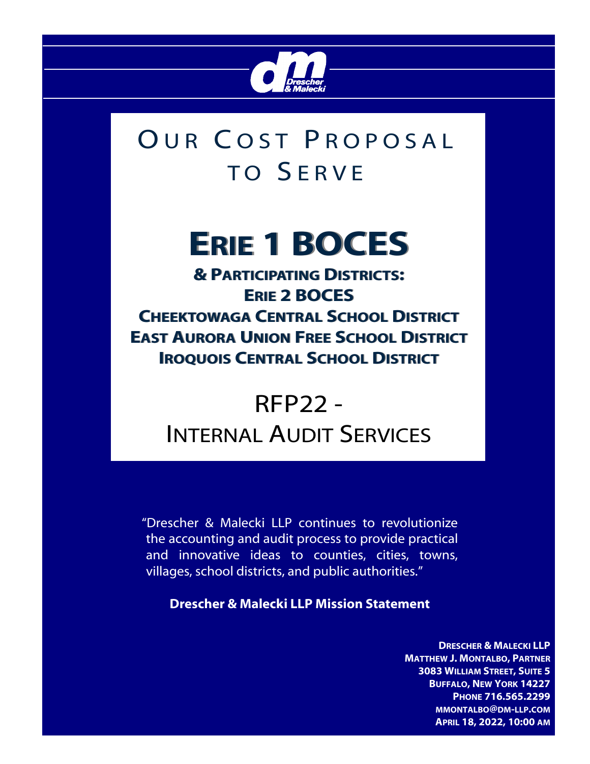# Our Cost Proposal to Serve

# Erie 1 BOCES

## & Participating Districts:

## Erie 2 BOCES

## Cheektowaga Central School District

## East Aurora Union Free School District

## Iroquois Central School District

# RFP22 - Internal Audit Services

"Drescher & Malecki LLP continues to revolutionize the accounting and audit process to provide practical and innovative ideas to counties, cities, towns, villages, school districts, and public authorities."

**Drescher & Malecki LLP Mission Statement**

**Drescher & Malecki LLP**
**Matthew J. Montalbo, Partner**
**3083 William Street, Suite 5**
**Buffalo, New York 14227**
**Phone 716.565.2299**
**mmontalbo@dm-llp.com**
**April 18, 2022, 10:00 AM**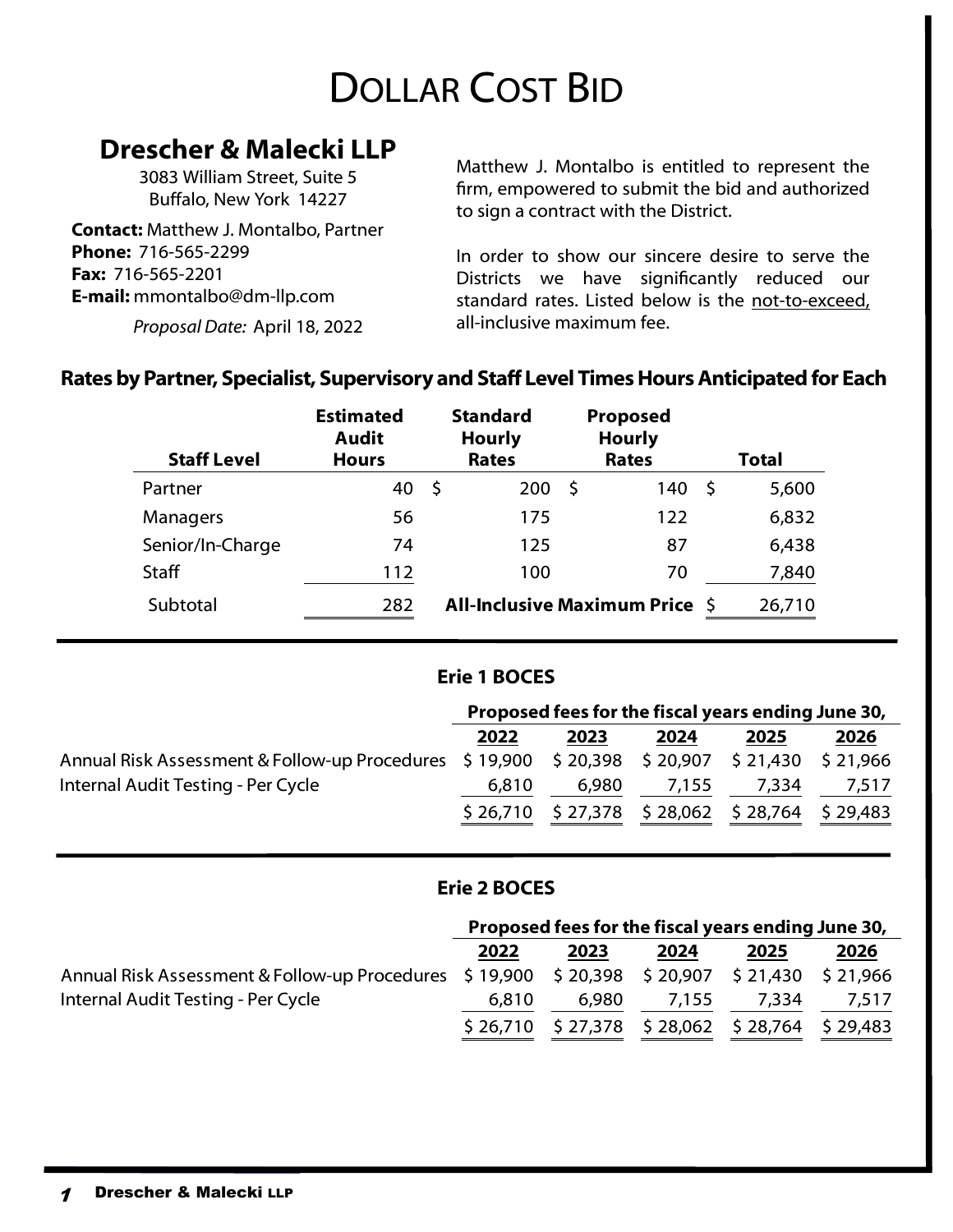# Dollar Cost Bid

## Drescher & Malecki LLP

3083 William Street, Suite 5
Buffalo, New York 14227

**Contact:** Matthew J. Montalbo, Partner
**Phone:** 716-565-2299
**Fax:** 716-565-2201
**E-mail:** mmontalbo@dm-llp.com

*Proposal Date:* April 18, 2022

Matthew J. Montalbo is entitled to represent the firm, empowered to submit the bid and authorized to sign a contract with the District.

In order to show our sincere desire to serve the Districts we have significantly reduced our standard rates. Listed below is the not-to-exceed, all-inclusive maximum fee.

### Rates by Partner, Specialist, Supervisory and Staff Level Times Hours Anticipated for Each

| Staff Level | Estimated Audit Hours | Standard Hourly Rates | Proposed Hourly Rates | Total |
|---|---|---|---|---|
| Partner | 40 | $ 200 | $ 140 | $ 5,600 |
| Managers | 56 | 175 | 122 | 6,832 |
| Senior/In-Charge | 74 | 125 | 87 | 6,438 |
| Staff | 112 | 100 | 70 | 7,840 |
| Subtotal | 282 | **All-Inclusive Maximum Price** | | $ 26,710 |

### Erie 1 BOCES

| | Proposed fees for the fiscal years ending June 30, | | | | |
|---|---|---|---|---|---|
| | 2022 | 2023 | 2024 | 2025 | 2026 |
| Annual Risk Assessment & Follow-up Procedures | $ 19,900 | $ 20,398 | $ 20,907 | $ 21,430 | $ 21,966 |
| Internal Audit Testing - Per Cycle | 6,810 | 6,980 | 7,155 | 7,334 | 7,517 |
| | $ 26,710 | $ 27,378 | $ 28,062 | $ 28,764 | $ 29,483 |

### Erie 2 BOCES

| | Proposed fees for the fiscal years ending June 30, | | | | |
|---|---|---|---|---|---|
| | 2022 | 2023 | 2024 | 2025 | 2026 |
| Annual Risk Assessment & Follow-up Procedures | $ 19,900 | $ 20,398 | $ 20,907 | $ 21,430 | $ 21,966 |
| Internal Audit Testing - Per Cycle | 6,810 | 6,980 | 7,155 | 7,334 | 7,517 |
| | $ 26,710 | $ 27,378 | $ 28,062 | $ 28,764 | $ 29,483 |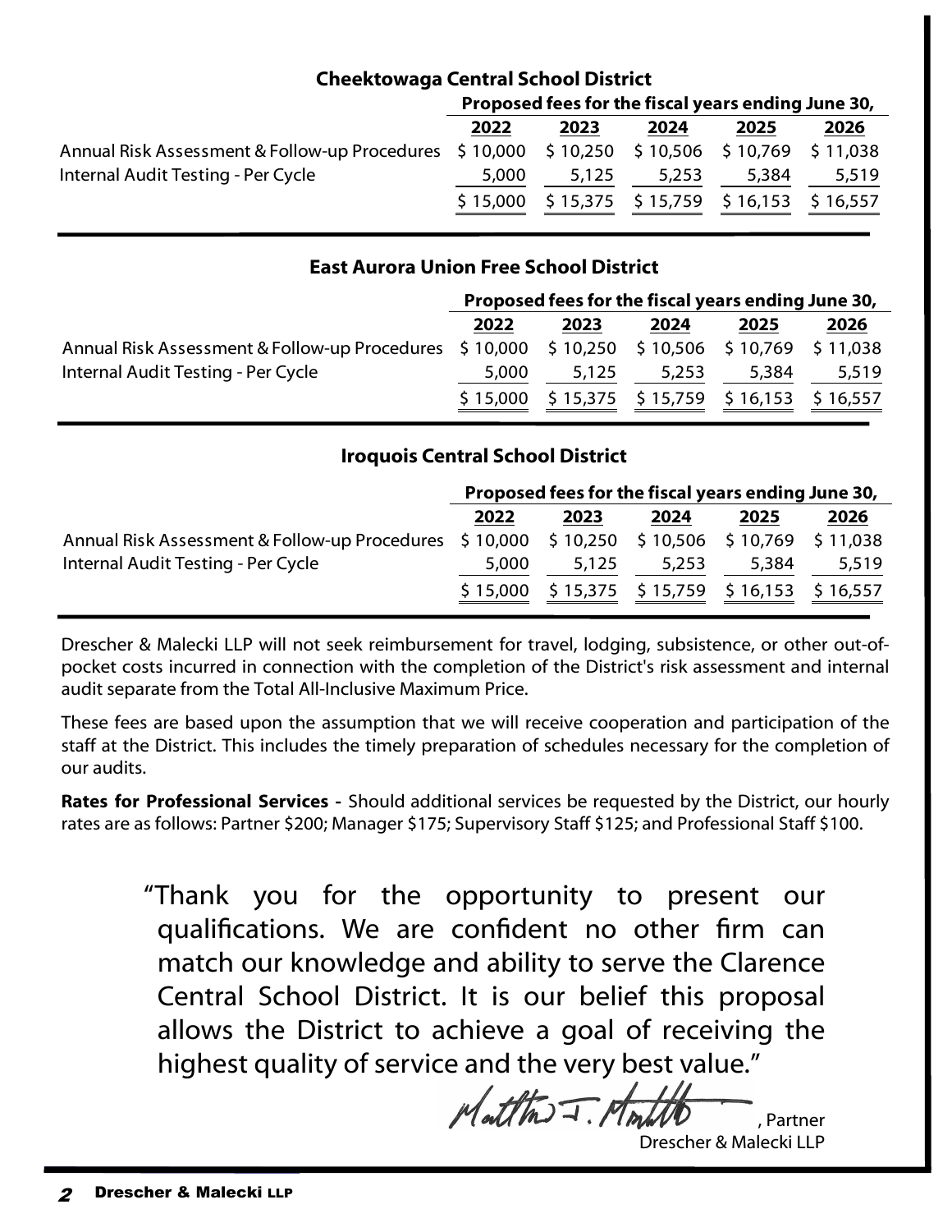### Cheektowaga Central School District

| | Proposed fees for the fiscal years ending June 30, | | | | |
|---|---|---|---|---|---|
| | 2022 | 2023 | 2024 | 2025 | 2026 |
| Annual Risk Assessment & Follow-up Procedures | $ 10,000 | $ 10,250 | $ 10,506 | $ 10,769 | $ 11,038 |
| Internal Audit Testing - Per Cycle | 5,000 | 5,125 | 5,253 | 5,384 | 5,519 |
| | $ 15,000 | $ 15,375 | $ 15,759 | $ 16,153 | $ 16,557 |

### East Aurora Union Free School District

| | Proposed fees for the fiscal years ending June 30, | | | | |
|---|---|---|---|---|---|
| | 2022 | 2023 | 2024 | 2025 | 2026 |
| Annual Risk Assessment & Follow-up Procedures | $ 10,000 | $ 10,250 | $ 10,506 | $ 10,769 | $ 11,038 |
| Internal Audit Testing - Per Cycle | 5,000 | 5,125 | 5,253 | 5,384 | 5,519 |
| | $ 15,000 | $ 15,375 | $ 15,759 | $ 16,153 | $ 16,557 |

### Iroquois Central School District

| | Proposed fees for the fiscal years ending June 30, | | | | |
|---|---|---|---|---|---|
| | 2022 | 2023 | 2024 | 2025 | 2026 |
| Annual Risk Assessment & Follow-up Procedures | $ 10,000 | $ 10,250 | $ 10,506 | $ 10,769 | $ 11,038 |
| Internal Audit Testing - Per Cycle | 5,000 | 5,125 | 5,253 | 5,384 | 5,519 |
| | $ 15,000 | $ 15,375 | $ 15,759 | $ 16,153 | $ 16,557 |

Drescher & Malecki LLP will not seek reimbursement for travel, lodging, subsistence, or other out-of-pocket costs incurred in connection with the completion of the District's risk assessment and internal audit separate from the Total All-Inclusive Maximum Price.

These fees are based upon the assumption that we will receive cooperation and participation of the staff at the District. This includes the timely preparation of schedules necessary for the completion of our audits.

**Rates for Professional Services -** Should additional services be requested by the District, our hourly rates are as follows: Partner $200; Manager $175; Supervisory Staff $125; and Professional Staff $100.

"Thank you for the opportunity to present our qualifications. We are confident no other firm can match our knowledge and ability to serve the Clarence Central School District. It is our belief this proposal allows the District to achieve a goal of receiving the highest quality of service and the very best value."

Matthew J. Malecki, Partner
Drescher & Malecki LLP